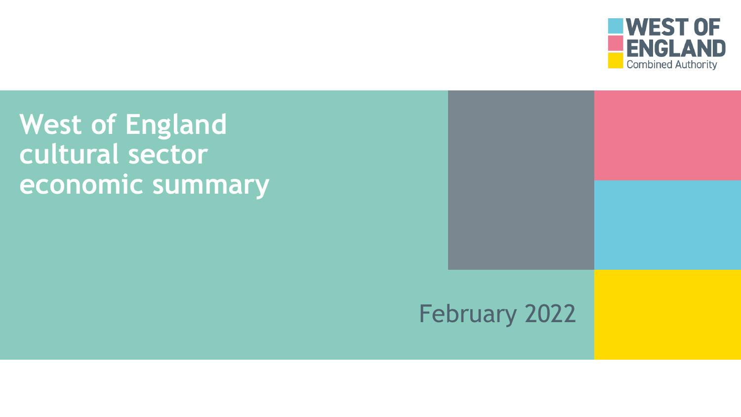WEST OF ENGLAND
Combined Authority

# West of England cultural sector economic summary

February 2022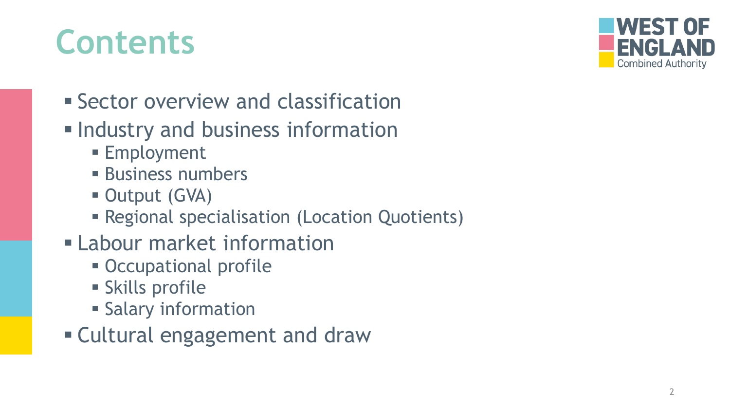# Contents

- Sector overview and classification
- Industry and business information
  - Employment
  - Business numbers
  - Output (GVA)
  - Regional specialisation (Location Quotients)
- Labour market information
  - Occupational profile
  - Skills profile
  - Salary information
- Cultural engagement and draw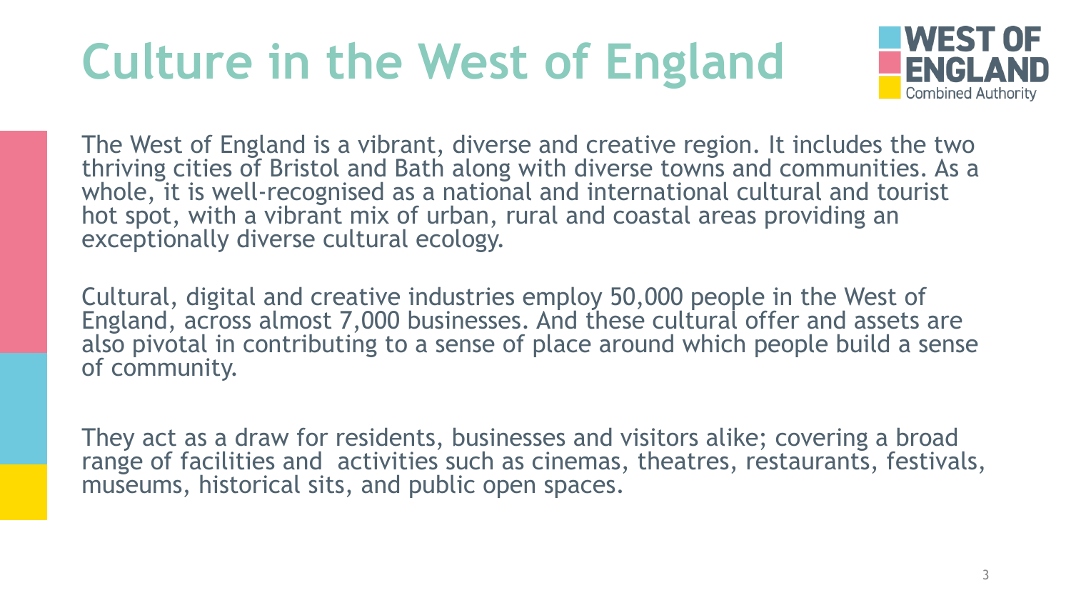# Culture in the West of England

The West of England is a vibrant, diverse and creative region. It includes the two thriving cities of Bristol and Bath along with diverse towns and communities. As a whole, it is well-recognised as a national and international cultural and tourist hot spot, with a vibrant mix of urban, rural and coastal areas providing an exceptionally diverse cultural ecology.

Cultural, digital and creative industries employ 50,000 people in the West of England, across almost 7,000 businesses. And these cultural offer and assets are also pivotal in contributing to a sense of place around which people build a sense of community.

They act as a draw for residents, businesses and visitors alike; covering a broad range of facilities and activities such as cinemas, theatres, restaurants, festivals, museums, historical sits, and public open spaces.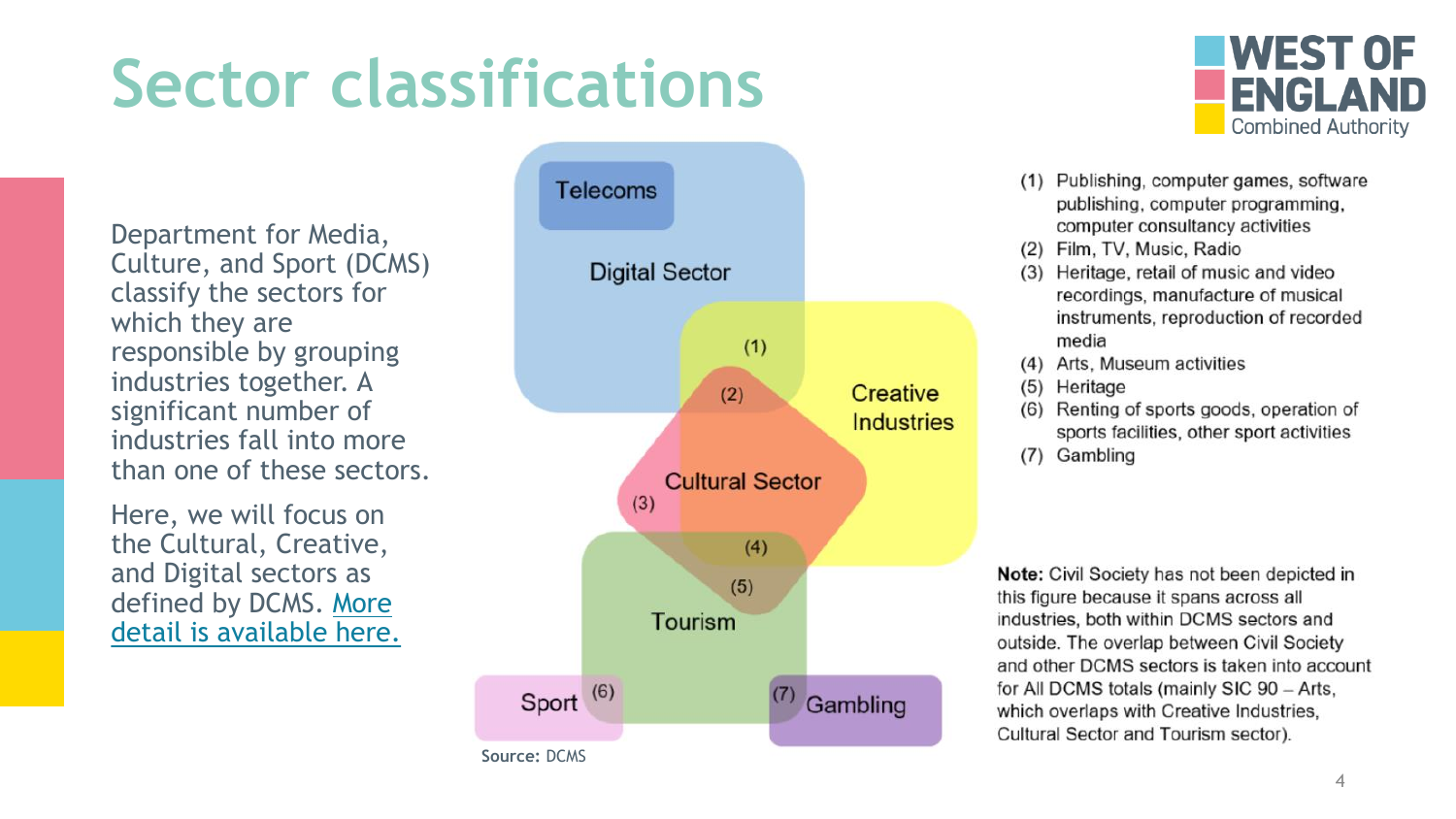# Sector classifications

Department for Media, Culture, and Sport (DCMS) classify the sectors for which they are responsible by grouping industries together. A significant number of industries fall into more than one of these sectors.

Here, we will focus on the Cultural, Creative, and Digital sectors as defined by DCMS. [More detail is available here.]()

Telecoms

Digital Sector

Creative Industries

Cultural Sector

Tourism

Sport (6)

(7) Gambling

Source: DCMS

(1) Publishing, computer games, software publishing, computer programming, computer consultancy activities
(2) Film, TV, Music, Radio
(3) Heritage, retail of music and video recordings, manufacture of musical instruments, reproduction of recorded media
(4) Arts, Museum activities
(5) Heritage
(6) Renting of sports goods, operation of sports facilities, other sport activities
(7) Gambling

**Note:** Civil Society has not been depicted in this figure because it spans across all industries, both within DCMS sectors and outside. The overlap between Civil Society and other DCMS sectors is taken into account for All DCMS totals (mainly SIC 90 – Arts, which overlaps with Creative Industries, Cultural Sector and Tourism sector).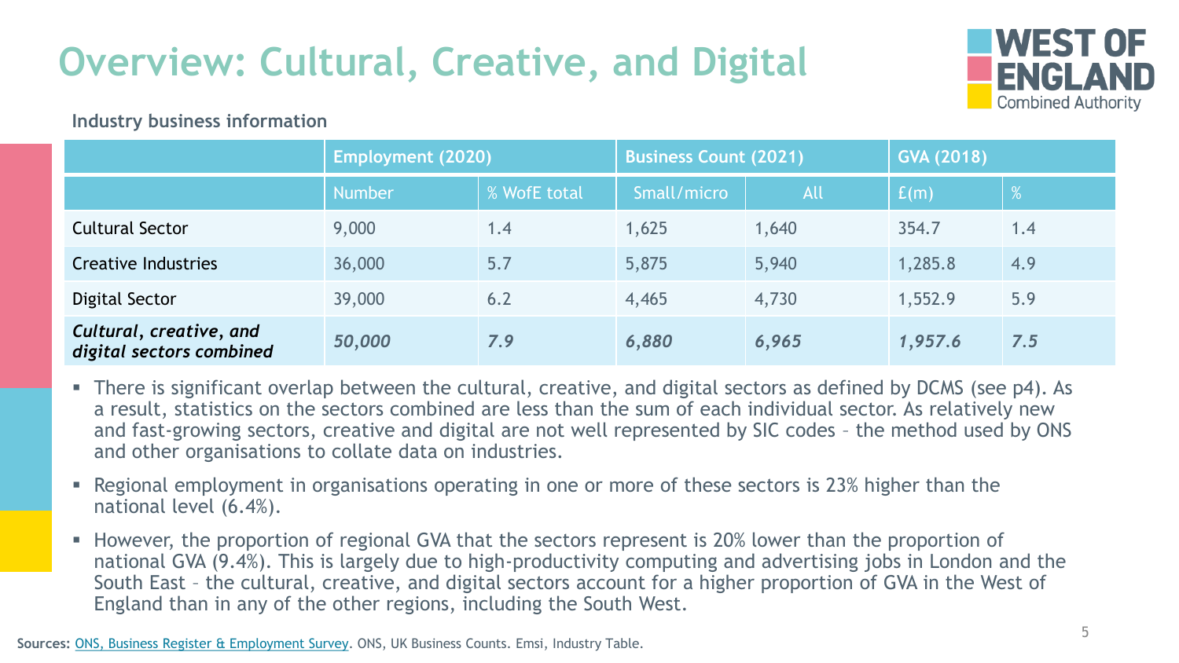# Overview: Cultural, Creative, and Digital

**Industry business information**

| | Employment (2020) | | Business Count (2021) | | GVA (2018) | |
|---|---|---|---|---|---|---|
| | Number | % WofE total | Small/micro | All | £(m) | % |
| Cultural Sector | 9,000 | 1.4 | 1,625 | 1,640 | 354.7 | 1.4 |
| Creative Industries | 36,000 | 5.7 | 5,875 | 5,940 | 1,285.8 | 4.9 |
| Digital Sector | 39,000 | 6.2 | 4,465 | 4,730 | 1,552.9 | 5.9 |
| ***Cultural, creative, and digital sectors combined*** | ***50,000*** | ***7.9*** | ***6,880*** | ***6,965*** | ***1,957.6*** | ***7.5*** |

- There is significant overlap between the cultural, creative, and digital sectors as defined by DCMS (see p4). As a result, statistics on the sectors combined are less than the sum of each individual sector. As relatively new and fast-growing sectors, creative and digital are not well represented by SIC codes – the method used by ONS and other organisations to collate data on industries.
- Regional employment in organisations operating in one or more of these sectors is 23% higher than the national level (6.4%).
- However, the proportion of regional GVA that the sectors represent is 20% lower than the proportion of national GVA (9.4%). This is largely due to high-productivity computing and advertising jobs in London and the South East – the cultural, creative, and digital sectors account for a higher proportion of GVA in the West of England than in any of the other regions, including the South West.

**Sources:** ONS, Business Register & Employment Survey. ONS, UK Business Counts. Emsi, Industry Table.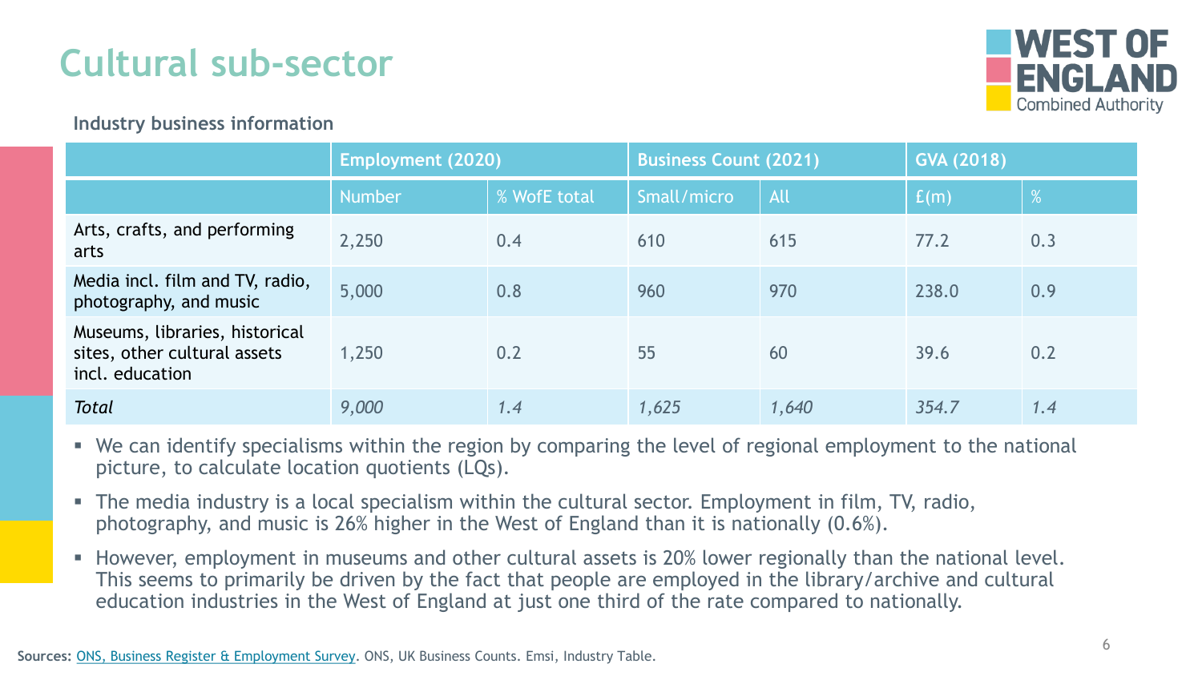# Cultural sub-sector

**Industry business information**

| | Employment (2020) | | Business Count (2021) | | GVA (2018) | |
|---|---|---|---|---|---|---|
| | Number | % WofE total | Small/micro | All | £(m) | % |
| Arts, crafts, and performing arts | 2,250 | 0.4 | 610 | 615 | 77.2 | 0.3 |
| Media incl. film and TV, radio, photography, and music | 5,000 | 0.8 | 960 | 970 | 238.0 | 0.9 |
| Museums, libraries, historical sites, other cultural assets incl. education | 1,250 | 0.2 | 55 | 60 | 39.6 | 0.2 |
| *Total* | *9,000* | *1.4* | *1,625* | *1,640* | *354.7* | *1.4* |

- We can identify specialisms within the region by comparing the level of regional employment to the national picture, to calculate location quotients (LQs).
- The media industry is a local specialism within the cultural sector. Employment in film, TV, radio, photography, and music is 26% higher in the West of England than it is nationally (0.6%).
- However, employment in museums and other cultural assets is 20% lower regionally than the national level. This seems to primarily be driven by the fact that people are employed in the library/archive and cultural education industries in the West of England at just one third of the rate compared to nationally.

**Sources:** ONS, Business Register & Employment Survey. ONS, UK Business Counts. Emsi, Industry Table.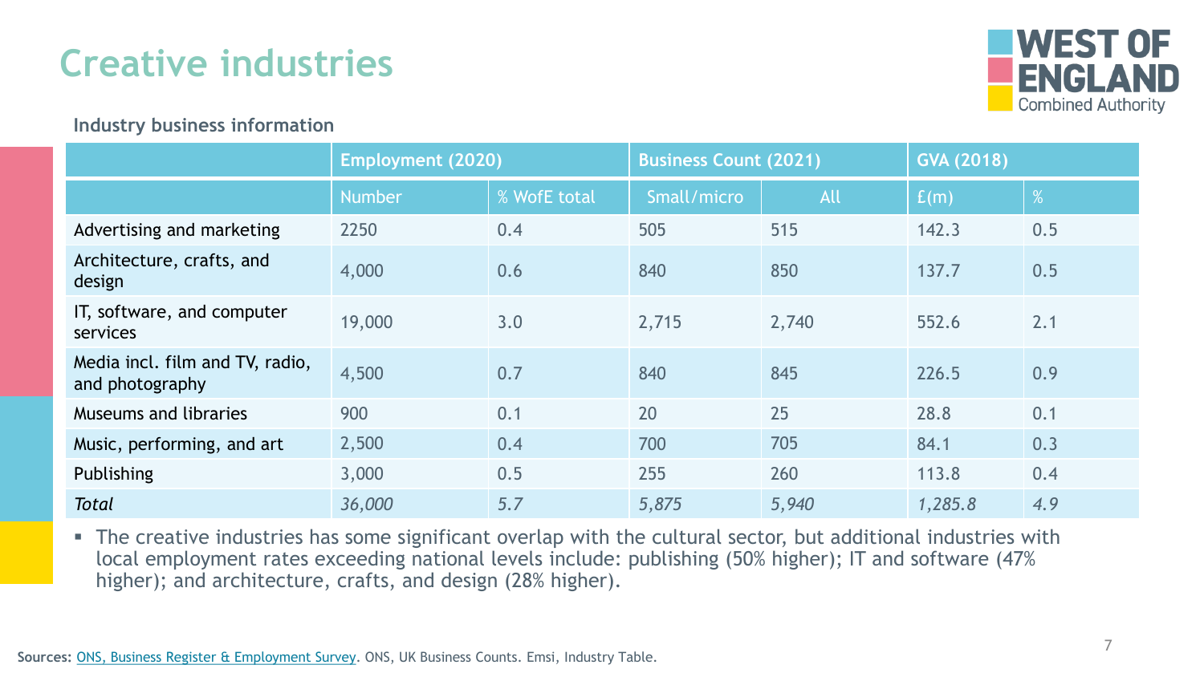# Creative industries

**Industry business information**

| | Employment (2020) | | Business Count (2021) | | GVA (2018) | |
|---|---|---|---|---|---|---|
| | Number | % WofE total | Small/micro | All | £(m) | % |
| Advertising and marketing | 2250 | 0.4 | 505 | 515 | 142.3 | 0.5 |
| Architecture, crafts, and design | 4,000 | 0.6 | 840 | 850 | 137.7 | 0.5 |
| IT, software, and computer services | 19,000 | 3.0 | 2,715 | 2,740 | 552.6 | 2.1 |
| Media incl. film and TV, radio, and photography | 4,500 | 0.7 | 840 | 845 | 226.5 | 0.9 |
| Museums and libraries | 900 | 0.1 | 20 | 25 | 28.8 | 0.1 |
| Music, performing, and art | 2,500 | 0.4 | 700 | 705 | 84.1 | 0.3 |
| Publishing | 3,000 | 0.5 | 255 | 260 | 113.8 | 0.4 |
| *Total* | *36,000* | *5.7* | *5,875* | *5,940* | *1,285.8* | *4.9* |

- The creative industries has some significant overlap with the cultural sector, but additional industries with local employment rates exceeding national levels include: publishing (50% higher); IT and software (47% higher); and architecture, crafts, and design (28% higher).

**Sources:** ONS, Business Register & Employment Survey. ONS, UK Business Counts. Emsi, Industry Table.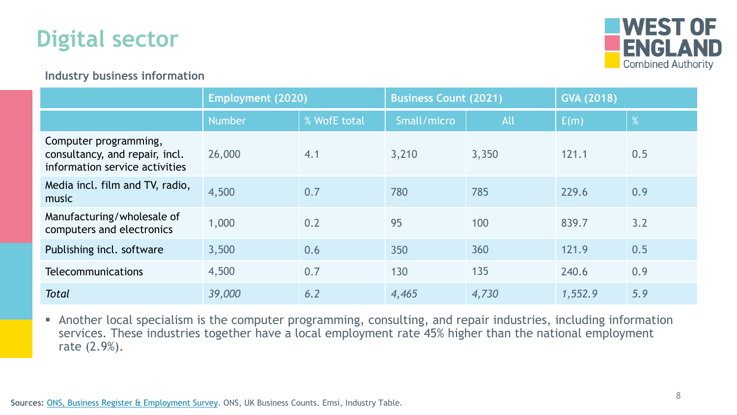# Digital sector

**Industry business information**

| | Employment (2020) | | Business Count (2021) | | GVA (2018) | |
|---|---|---|---|---|---|---|
| | Number | % WofE total | Small/micro | All | £(m) | % |
| Computer programming, consultancy, and repair, incl. information service activities | 26,000 | 4.1 | 3,210 | 3,350 | 121.1 | 0.5 |
| Media incl. film and TV, radio, music | 4,500 | 0.7 | 780 | 785 | 229.6 | 0.9 |
| Manufacturing/wholesale of computers and electronics | 1,000 | 0.2 | 95 | 100 | 839.7 | 3.2 |
| Publishing incl. software | 3,500 | 0.6 | 350 | 360 | 121.9 | 0.5 |
| Telecommunications | 4,500 | 0.7 | 130 | 135 | 240.6 | 0.9 |
| *Total* | *39,000* | *6.2* | *4,465* | *4,730* | *1,552.9* | *5.9* |

- Another local specialism is the computer programming, consulting, and repair industries, including information services. These industries together have a local employment rate 45% higher than the national employment rate (2.9%).

**Sources:** ONS, Business Register & Employment Survey. ONS, UK Business Counts. Emsi, Industry Table.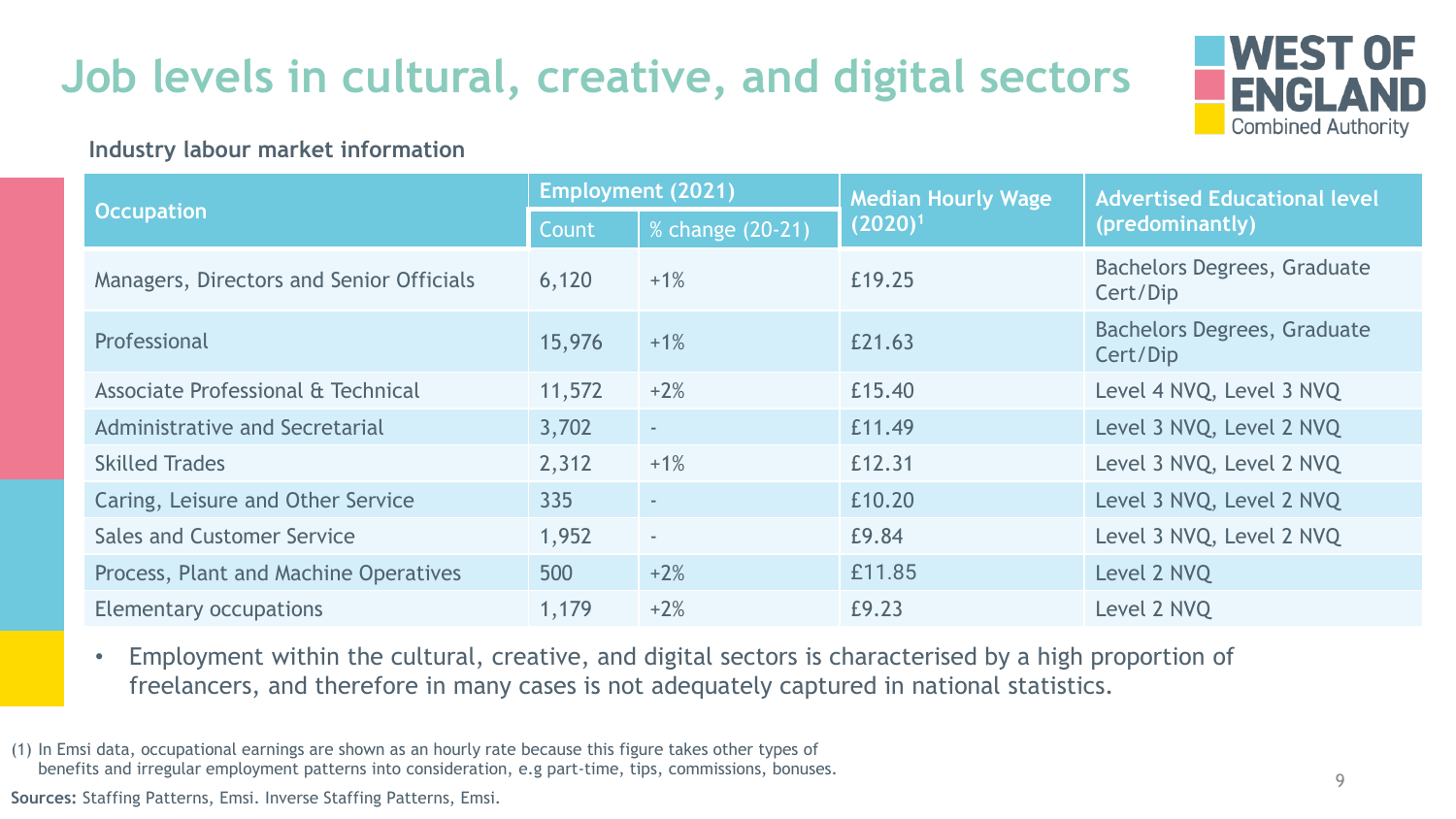# Job levels in cultural, creative, and digital sectors

**Industry labour market information**

| Occupation | Employment (2021) | | Median Hourly Wage (2020)[1] | Advertised Educational level (predominantly) |
|---|---|---|---|---|
| | Count | % change (20-21) | | |
| Managers, Directors and Senior Officials | 6,120 | +1% | £19.25 | Bachelors Degrees, Graduate Cert/Dip |
| Professional | 15,976 | +1% | £21.63 | Bachelors Degrees, Graduate Cert/Dip |
| Associate Professional & Technical | 11,572 | +2% | £15.40 | Level 4 NVQ, Level 3 NVQ |
| Administrative and Secretarial | 3,702 | - | £11.49 | Level 3 NVQ, Level 2 NVQ |
| Skilled Trades | 2,312 | +1% | £12.31 | Level 3 NVQ, Level 2 NVQ |
| Caring, Leisure and Other Service | 335 | - | £10.20 | Level 3 NVQ, Level 2 NVQ |
| Sales and Customer Service | 1,952 | - | £9.84 | Level 3 NVQ, Level 2 NVQ |
| Process, Plant and Machine Operatives | 500 | +2% | £11.85 | Level 2 NVQ |
| Elementary occupations | 1,179 | +2% | £9.23 | Level 2 NVQ |

- Employment within the cultural, creative, and digital sectors is characterised by a high proportion of freelancers, and therefore in many cases is not adequately captured in national statistics.

(1) In Emsi data, occupational earnings are shown as an hourly rate because this figure takes other types of benefits and irregular employment patterns into consideration, e.g part-time, tips, commissions, bonuses.

**Sources:** Staffing Patterns, Emsi. Inverse Staffing Patterns, Emsi.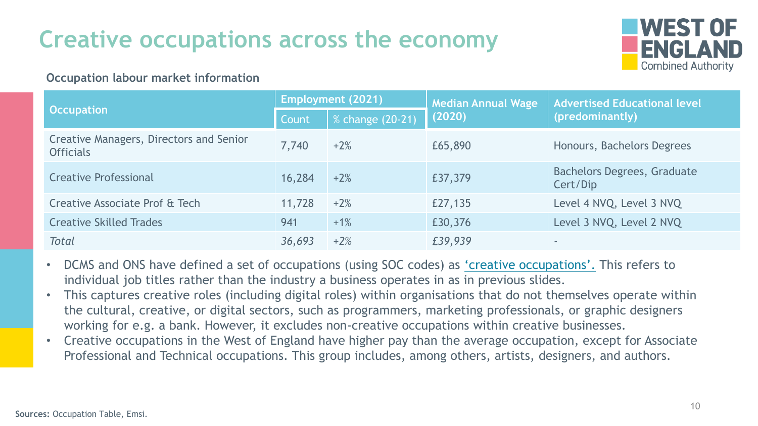# Creative occupations across the economy

**Occupation labour market information**

| Occupation | Employment (2021) | | Median Annual Wage (2020) | Advertised Educational level (predominantly) |
|---|---|---|---|---|
| | Count | % change (20-21) | | |
| Creative Managers, Directors and Senior Officials | 7,740 | +2% | £65,890 | Honours, Bachelors Degrees |
| Creative Professional | 16,284 | +2% | £37,379 | Bachelors Degrees, Graduate Cert/Dip |
| Creative Associate Prof & Tech | 11,728 | +2% | £27,135 | Level 4 NVQ, Level 3 NVQ |
| Creative Skilled Trades | 941 | +1% | £30,376 | Level 3 NVQ, Level 2 NVQ |
| *Total* | *36,693* | *+2%* | *£39,939* | - |

- DCMS and ONS have defined a set of occupations (using SOC codes) as 'creative occupations'. This refers to individual job titles rather than the industry a business operates in as in previous slides.
- This captures creative roles (including digital roles) within organisations that do not themselves operate within the cultural, creative, or digital sectors, such as programmers, marketing professionals, or graphic designers working for e.g. a bank. However, it excludes non-creative occupations within creative businesses.
- Creative occupations in the West of England have higher pay than the average occupation, except for Associate Professional and Technical occupations. This group includes, among others, artists, designers, and authors.

**Sources:** Occupation Table, Emsi.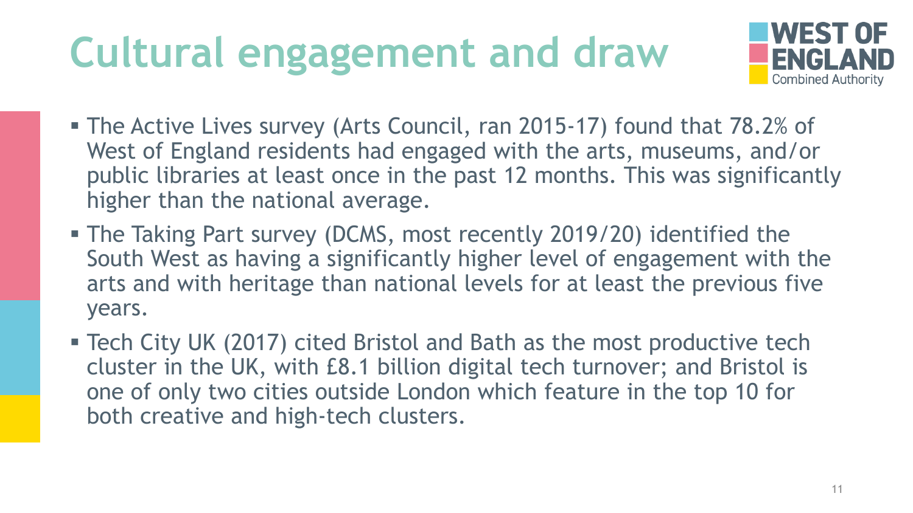# Cultural engagement and draw

- The Active Lives survey (Arts Council, ran 2015-17) found that 78.2% of West of England residents had engaged with the arts, museums, and/or public libraries at least once in the past 12 months. This was significantly higher than the national average.
- The Taking Part survey (DCMS, most recently 2019/20) identified the South West as having a significantly higher level of engagement with the arts and with heritage than national levels for at least the previous five years.
- Tech City UK (2017) cited Bristol and Bath as the most productive tech cluster in the UK, with £8.1 billion digital tech turnover; and Bristol is one of only two cities outside London which feature in the top 10 for both creative and high-tech clusters.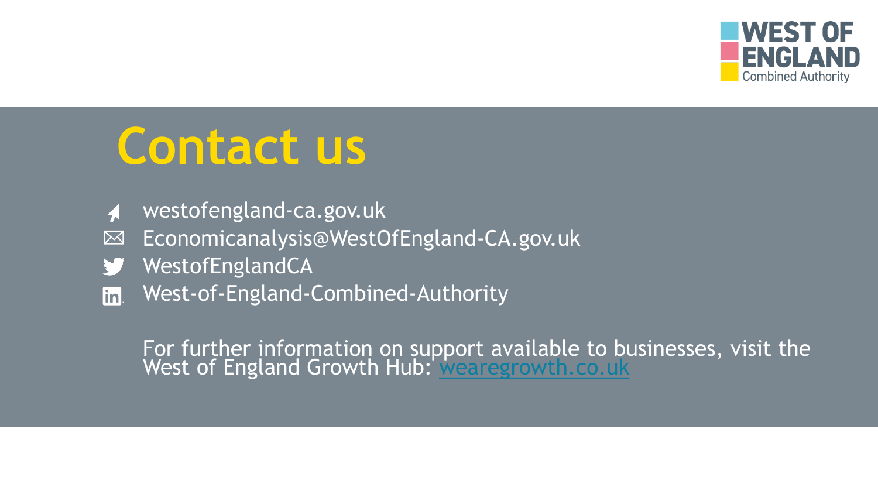WEST OF ENGLAND
Combined Authority

# Contact us

- westofengland-ca.gov.uk
- Economicanalysis@WestOfEngland-CA.gov.uk
- WestofEnglandCA
- West-of-England-Combined-Authority

For further information on support available to businesses, visit the West of England Growth Hub: [wearegrowth.co.uk](wearegrowth.co.uk)